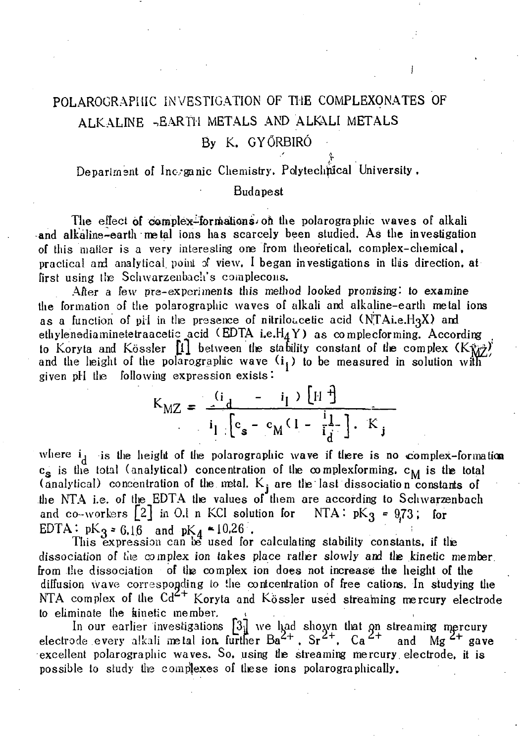# POLAROGRAPHIC INVESTIGATION OF THE COMPLEXONATES OF ALKALINE -EARTH METALS AND ALKALI METALS

By K. GYŐRBIRÓ

Department of Inorganic Chemistry, Polytechnical University, Budapest

The effect of complex-formations on the polarographic waves of alkali and alkaline-earth metal ions has scarcely been studied. As the investigation of this matter is a very interesting one from theoretical, complex-chemical, practical and analytical point of view, I began investigations in this direction, at first using the Schwarzenbach's complecons.

After a few pre-experiments this method looked promising: to examine the formation of the polarographic waves of alkali and alkaline-earth metal ions as a function of pH in the presence of nitriloacetic acid (NTA i.e. $H_3X$) and ethylenediaminetetraacetic acid (EDTA i.e. $H_4Y$) as complecforming. According to Koryta and Kössler [1] between the stability constant of the complex ($K_{MZ}$) and the height of the polarographic wave ($i_l$) to be measured in solution with given pH the following expression exists:

$$K_{MZ} = \frac{(i_d - i_l)\left[H^+\right]}{i_l\left[c_s - c_M\left(1 - \frac{i_l}{i_d}\right)\right] \cdot K_j}$$

where $i_d$ is the height of the polarographic wave if there is no complex-formation $c_s$ is the total (analytical) concentration of the complexforming, $c_M$ is the total (analytical) concentration of the metal, $K_j$ are the last dissociation constants of the NTA i.e. of the EDTA the values of them are according to Schwarzenbach and co-workers [2] in 0.1 n KCl solution for NTA: $pK_3 = 9.73$; for EDTA: $pK_3 = 6.16$ and $pK_4 = 10.26$.

This expression can be used for calculating stability constants, if the dissociation of the complex ion takes place rather slowly and the kinetic member from the dissociation of the complex ion does not increase the height of the diffusion wave corresponding to the concentration of free cations. In studying the NTA complex of the $Cd^{2+}$ Koryta and Kössler used streaming mercury electrode to eliminate the kinetic member.

In our earlier investigations [3] we had shown that on streaming mercury electrode every alkali metal ion, further $Ba^{2+}$, $Sr^{2+}$, $Ca^{2+}$ and $Mg^{2+}$ gave excellent polarographic waves. So, using the streaming mercury electrode, it is possible to study the complexes of these ions polarographically.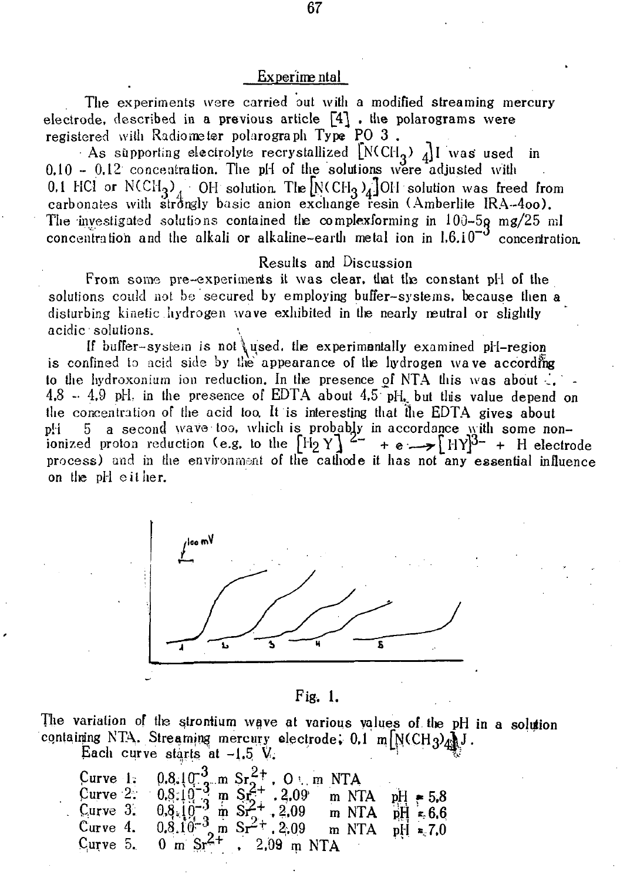## Experimental

The experiments were carried out with a modified streaming mercury electrode, described in a previous article [4], the polarograms were registered with Radiometer polarograph Type PO 3.

As supporting electrolyte recrystallized $[N(CH_3)_4]I$ was used in 0,10 - 0,12 concentration. The pH of the solutions were adjusted with 0,1 HCl or $N(CH_3)_4$ OH solution. The $[N(CH_3)_4]OH$ solution was freed from carbonates with strongly basic anion exchange resin (Amberlite IRA-4oo). The investigated solutions contained the complexforming in 100-50 mg/25 ml concentration and the alkali or alkaline-earth metal ion in $1,6.10^{-3}$ concentration.

## Results and Discussion

From some pre-experiments it was clear, that the constant pH of the solutions could not be secured by employing buffer-systems, because then a disturbing kinetic hydrogen wave exhibited in the nearly neutral or slightly acidic solutions.

If buffer-system is not used, the experimentally examined pH-region is confined to acid side by the appearance of the hydrogen wave according to the hydroxonium ion reduction. In the presence of NTA this was about 4,8 - 4,9 pH, in the presence of EDTA about 4,5 pH, but this value depend on the concentration of the acid too. It is interesting that the EDTA gives about pH 5 a second wave too, which is probably in accordance with some non-ionized proton reduction (e.g. to the $[H_2Y]^{2-} + e \rightarrow [HY]^{3-}$ + H electrode process) and in the environment of the cathode it has not any essential influence on the pH either.

Fig. 1.

The variation of the strontium wave at various values of the pH in a solution containing NTA. Streaming mercury electrode; 0,1 m $[N(CH_3)_4]J$.
Each curve starts at -1,5 V.

Curve 1. $0,8.10^{-3}$ m $Sr^{2+}$, 0 m NTA
Curve 2. $0,8.10^{-3}$ m $Sr^{2+}$, 2,09 m NTA pH = 5,8
Curve 3. $0,8.10^{-3}$ m $Sr^{2+}$, 2,09 m NTA pH = 6,6
Curve 4. $0,8.10^{-3}$ m $Sr^{2+}$, 2,09 m NTA pH = 7,0
Curve 5. 0 m $Sr^{2+}$, 2,09 m NTA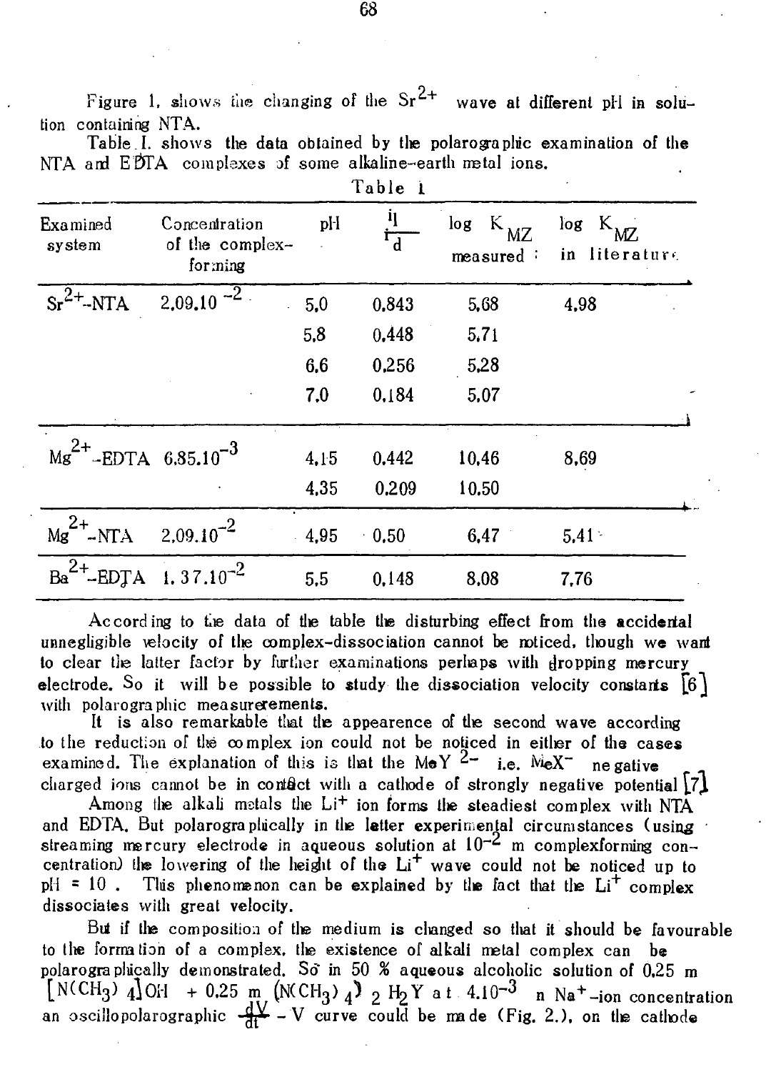Figure 1. shows the changing of the $Sr^{2+}$ wave at different pH in solution containing NTA.

Table I. shows the data obtained by the polarographic examination of the NTA and EDTA complexes of some alkaline-earth metal ions.

Table I

| Examined system | Concentration of the complex-forming | pH | $\frac{i_l}{i_d}$ | log $K_{MZ}$ measured | log $K_{MZ}$ in literature |
|---|---|---|---|---|---|
| $Sr^{2+}$-NTA | $2{,}09.10^{-2}$ | 5,0 | 0,843 | 5,68 | 4,98 |
| | | 5,8 | 0,448 | 5,71 | |
| | | 6,6 | 0,256 | 5,28 | |
| | | 7,0 | 0,184 | 5,07 | |
| $Mg^{2+}$-EDTA | $6{,}85.10^{-3}$ | 4,15 | 0,442 | 10,46 | 8,69 |
| | | 4,35 | 0,209 | 10,50 | |
| $Mg^{2+}$-NTA | $2{,}09.10^{-2}$ | 4,95 | 0,50 | 6,47 | 5,41 |
| $Ba^{2+}$-EDTA | $1{,}37.10^{-2}$ | 5,5 | 0,148 | 8,08 | 7,76 |

According to the data of the table the disturbing effect from the accidental unnegligible velocity of the complex-dissociation cannot be noticed, though we want to clear the latter factor by further examinations perhaps with dropping mercury electrode. So it will be possible to study the dissociation velocity constants [6] with polarographic measurements.

It is also remarkable that the appearence of the second wave according to the reduction of the complex ion could not be noticed in either of the cases examined. The explanation of this is that the $MeY^{2-}$ i.e. $MeX^{-}$ negative charged ions cannot be in contact with a cathode of strongly negative potential [7].

Among the alkali metals the $Li^{+}$ ion forms the steadiest complex with NTA and EDTA. But polarographically in the latter experimental circumstances (using streaming mercury electrode in aqueous solution at $10^{-2}$ m complexforming concentration) the lowering of the height of the $Li^{+}$ wave could not be noticed up to pH = 10. This phenomenon can be explained by the fact that the $Li^{+}$ complex dissociates with great velocity.

But if the composition of the medium is changed so that it should be favourable to the formation of a complex, the existence of alkali metal complex can be polarographically demonstrated. So in 50 % aqueous alcoholic solution of 0,25 m $[N(CH_3)_4]OH$ + 0,25 m $(N(CH_3)_4)_2H_2Y$ at $4.10^{-3}$ n $Na^{+}$-ion concentration an oscillopolarographic $\frac{dV}{dt}$ - V curve could be made (Fig. 2.), on the cathode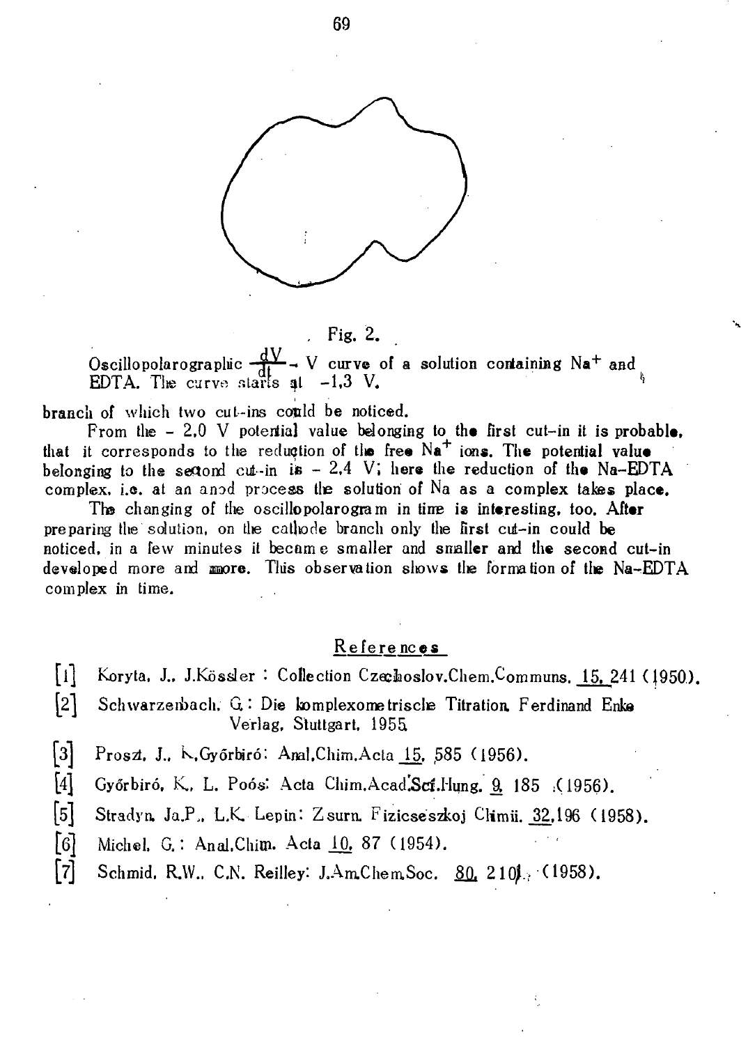Fig. 2.

Oscillopolarographic $\frac{dV}{dt}$ – V curve of a solution containing $Na^+$ and EDTA. The curve starts at –1,3 V.

branch of which two cut-ins could be noticed.

From the – 2,0 V potential value belonging to the first cut-in it is probable, that it corresponds to the reduction of the free $Na^+$ ions. The potential value belonging to the second cut-in is – 2,4 V; here the reduction of the Na–EDTA complex, i.e. at an anod process the solution of Na as a complex takes place.

The changing of the oscillopolarogram in time is interesting, too. After preparing the solution, on the cathode branch only the first cut-in could be noticed, in a few minutes it became smaller and smaller and the second cut-in developed more and more. This observation shows the formation of the Na–EDTA complex in time.

## References

[1] Koryta, J., J.Kössler : Collection Czechoslov.Chem.Communs. 15, 241 (1950).

[2] Schwarzenbach, G.: Die komplexometrische Titration. Ferdinand Enke Verlag, Stuttgart, 1955.

[3] Proszt, J., K.Győrbiró: Anal.Chim.Acta 15, 585 (1956).

[4] Győrbiró, K., L. Poós: Acta Chim.Acad.Sci.Hung. 9, 185 (1956).

[5] Stradyn, Ja.P., L.K. Lepin: Zsurn. Fizicseszkoj Chimii. 32,196 (1958).

[6] Michel, G.: Anal.Chim. Acta 10, 87 (1954).

[7] Schmid, R.W., C.N. Reilley: J.Am.Chem.Soc. 80, 2101 (1958).